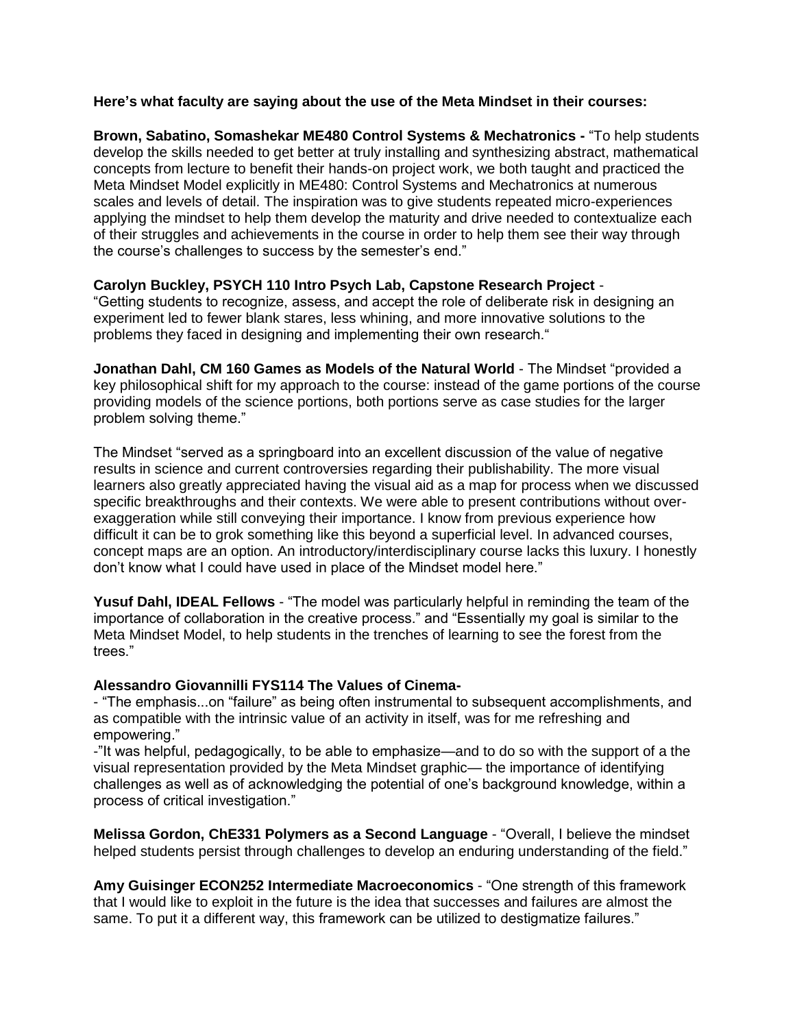**Here's what faculty are saying about the use of the Meta Mindset in their courses:**

**Brown, Sabatino, Somashekar ME480 Control Systems & Mechatronics -** "To help students develop the skills needed to get better at truly installing and synthesizing abstract, mathematical concepts from lecture to benefit their hands-on project work, we both taught and practiced the Meta Mindset Model explicitly in ME480: Control Systems and Mechatronics at numerous scales and levels of detail. The inspiration was to give students repeated micro-experiences applying the mindset to help them develop the maturity and drive needed to contextualize each of their struggles and achievements in the course in order to help them see their way through the course's challenges to success by the semester's end."

**Carolyn Buckley, PSYCH 110 Intro Psych Lab, Capstone Research Project** -
"Getting students to recognize, assess, and accept the role of deliberate risk in designing an experiment led to fewer blank stares, less whining, and more innovative solutions to the problems they faced in designing and implementing their own research."

**Jonathan Dahl, CM 160 Games as Models of the Natural World** - The Mindset "provided a key philosophical shift for my approach to the course: instead of the game portions of the course providing models of the science portions, both portions serve as case studies for the larger problem solving theme."

The Mindset "served as a springboard into an excellent discussion of the value of negative results in science and current controversies regarding their publishability. The more visual learners also greatly appreciated having the visual aid as a map for process when we discussed specific breakthroughs and their contexts. We were able to present contributions without over-exaggeration while still conveying their importance. I know from previous experience how difficult it can be to grok something like this beyond a superficial level. In advanced courses, concept maps are an option. An introductory/interdisciplinary course lacks this luxury. I honestly don't know what I could have used in place of the Mindset model here."

**Yusuf Dahl, IDEAL Fellows** - "The model was particularly helpful in reminding the team of the importance of collaboration in the creative process." and "Essentially my goal is similar to the Meta Mindset Model, to help students in the trenches of learning to see the forest from the trees."

**Alessandro Giovannilli FYS114 The Values of Cinema-**

- "The emphasis...on "failure" as being often instrumental to subsequent accomplishments, and as compatible with the intrinsic value of an activity in itself, was for me refreshing and empowering."
- "It was helpful, pedagogically, to be able to emphasize—and to do so with the support of a the visual representation provided by the Meta Mindset graphic— the importance of identifying challenges as well as of acknowledging the potential of one's background knowledge, within a process of critical investigation."

**Melissa Gordon, ChE331 Polymers as a Second Language** - "Overall, I believe the mindset helped students persist through challenges to develop an enduring understanding of the field."

**Amy Guisinger ECON252 Intermediate Macroeconomics** - "One strength of this framework that I would like to exploit in the future is the idea that successes and failures are almost the same. To put it a different way, this framework can be utilized to destigmatize failures."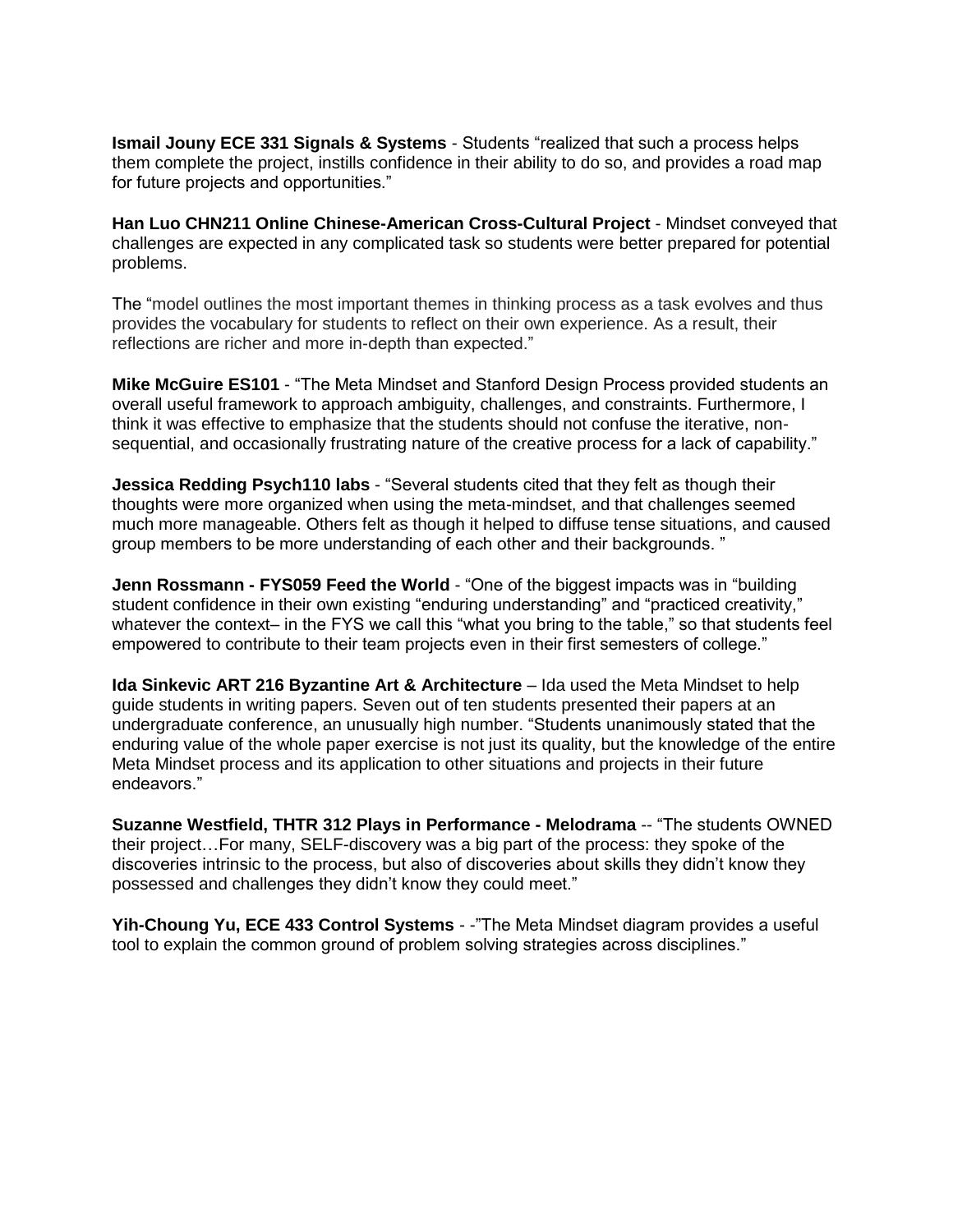**Ismail Jouny ECE 331 Signals & Systems** - Students "realized that such a process helps them complete the project, instills confidence in their ability to do so, and provides a road map for future projects and opportunities."

**Han Luo CHN211 Online Chinese-American Cross-Cultural Project** - Mindset conveyed that challenges are expected in any complicated task so students were better prepared for potential problems.

The "model outlines the most important themes in thinking process as a task evolves and thus provides the vocabulary for students to reflect on their own experience. As a result, their reflections are richer and more in-depth than expected."

**Mike McGuire ES101** - "The Meta Mindset and Stanford Design Process provided students an overall useful framework to approach ambiguity, challenges, and constraints. Furthermore, I think it was effective to emphasize that the students should not confuse the iterative, non-sequential, and occasionally frustrating nature of the creative process for a lack of capability."

**Jessica Redding Psych110 labs** - "Several students cited that they felt as though their thoughts were more organized when using the meta-mindset, and that challenges seemed much more manageable. Others felt as though it helped to diffuse tense situations, and caused group members to be more understanding of each other and their backgrounds. "

**Jenn Rossmann - FYS059 Feed the World** - "One of the biggest impacts was in "building student confidence in their own existing "enduring understanding" and "practiced creativity," whatever the context– in the FYS we call this "what you bring to the table," so that students feel empowered to contribute to their team projects even in their first semesters of college."

**Ida Sinkevic ART 216 Byzantine Art & Architecture** – Ida used the Meta Mindset to help guide students in writing papers. Seven out of ten students presented their papers at an undergraduate conference, an unusually high number. "Students unanimously stated that the enduring value of the whole paper exercise is not just its quality, but the knowledge of the entire Meta Mindset process and its application to other situations and projects in their future endeavors."

**Suzanne Westfield, THTR 312 Plays in Performance - Melodrama** -- "The students OWNED their project…For many, SELF-discovery was a big part of the process: they spoke of the discoveries intrinsic to the process, but also of discoveries about skills they didn't know they possessed and challenges they didn't know they could meet."

**Yih-Choung Yu, ECE 433 Control Systems** - -"The Meta Mindset diagram provides a useful tool to explain the common ground of problem solving strategies across disciplines."